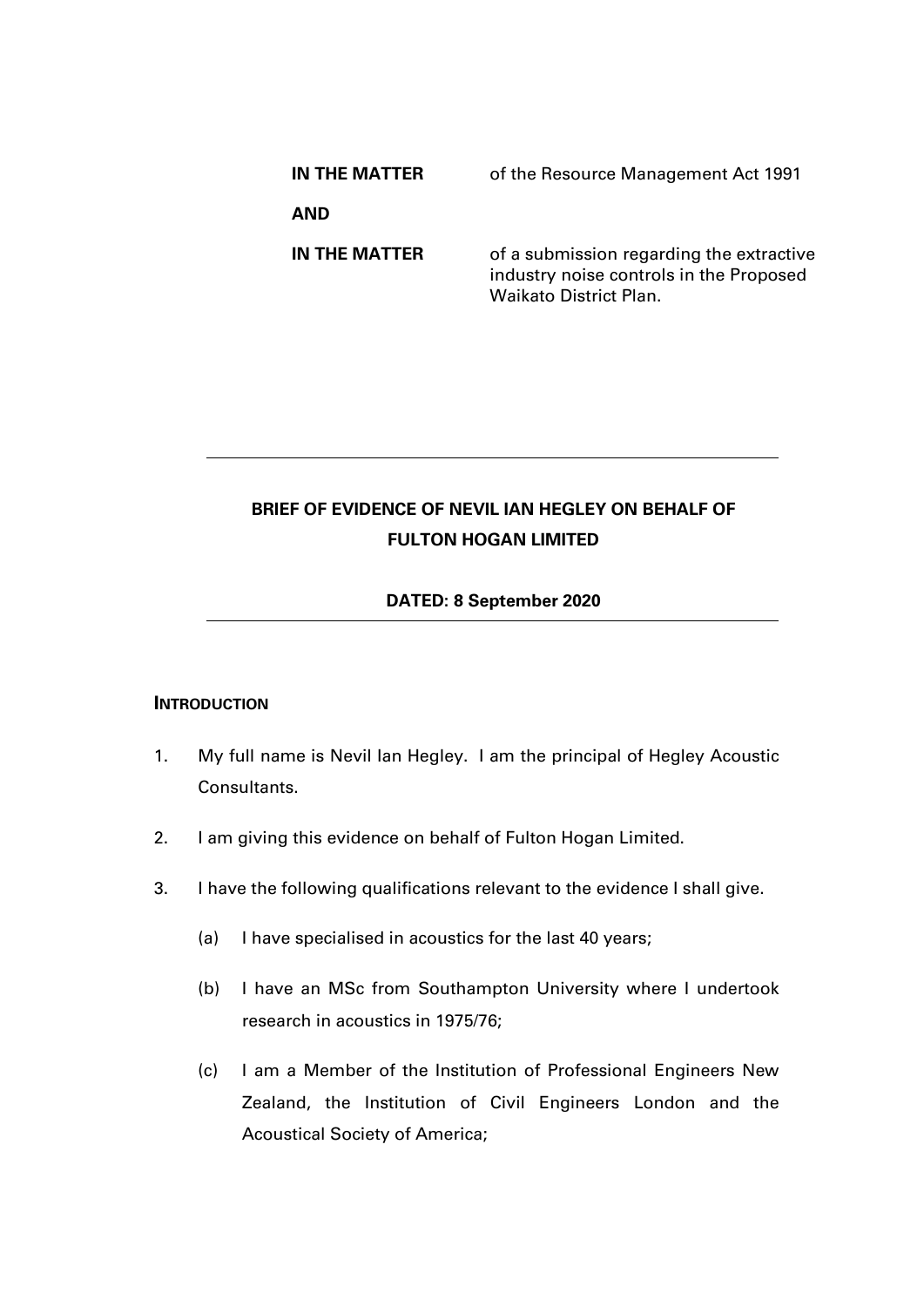| | |
|---|---|
| **IN THE MATTER** | of the Resource Management Act 1991 |
| **AND** | |
| **IN THE MATTER** | of a submission regarding the extractive industry noise controls in the Proposed Waikato District Plan. |

---

**BRIEF OF EVIDENCE OF NEVIL IAN HEGLEY ON BEHALF OF FULTON HOGAN LIMITED**

**DATED: 8 September 2020**

---

## INTRODUCTION

1. My full name is Nevil Ian Hegley. I am the principal of Hegley Acoustic Consultants.

2. I am giving this evidence on behalf of Fulton Hogan Limited.

3. I have the following qualifications relevant to the evidence I shall give.

   (a) I have specialised in acoustics for the last 40 years;

   (b) I have an MSc from Southampton University where I undertook research in acoustics in 1975/76;

   (c) I am a Member of the Institution of Professional Engineers New Zealand, the Institution of Civil Engineers London and the Acoustical Society of America;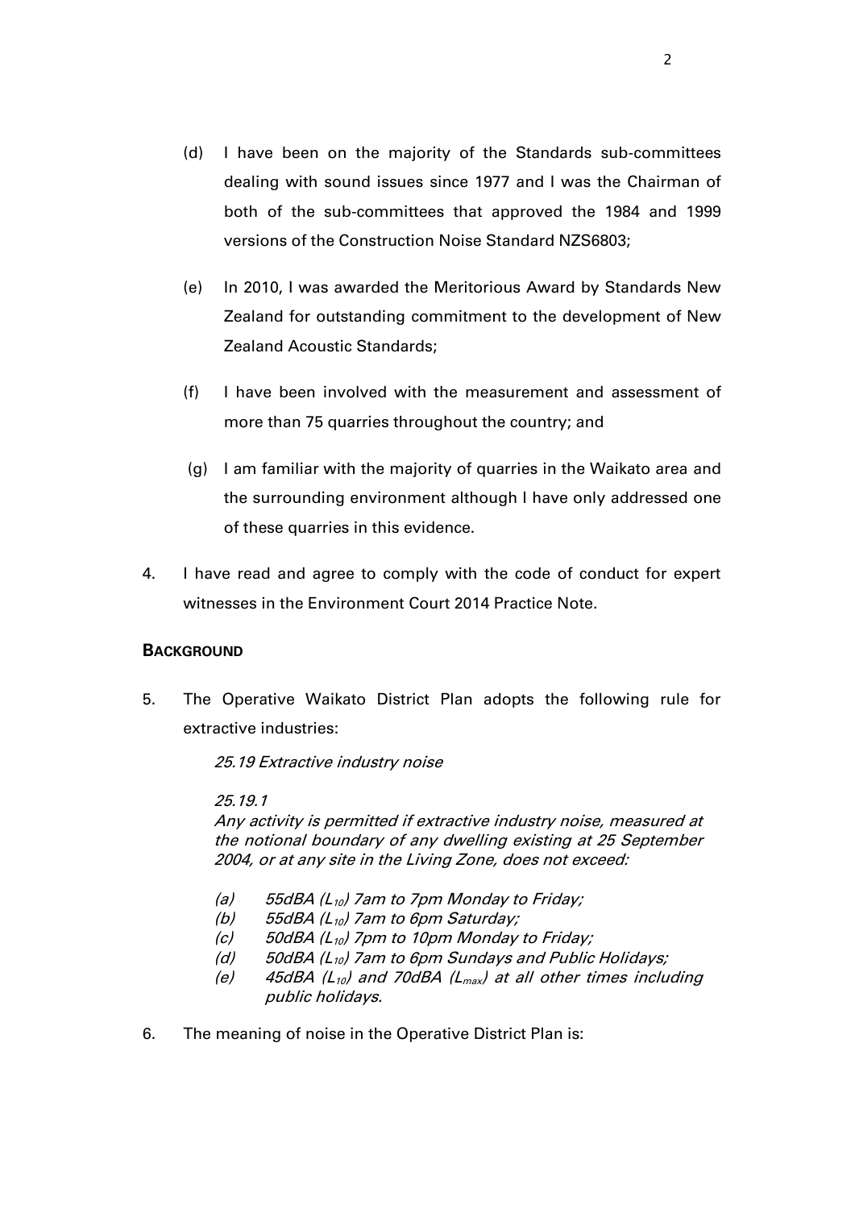(d) I have been on the majority of the Standards sub-committees dealing with sound issues since 1977 and I was the Chairman of both of the sub-committees that approved the 1984 and 1999 versions of the Construction Noise Standard NZS6803;

(e) In 2010, I was awarded the Meritorious Award by Standards New Zealand for outstanding commitment to the development of New Zealand Acoustic Standards;

(f) I have been involved with the measurement and assessment of more than 75 quarries throughout the country; and

(g) I am familiar with the majority of quarries in the Waikato area and the surrounding environment although I have only addressed one of these quarries in this evidence.

4. I have read and agree to comply with the code of conduct for expert witnesses in the Environment Court 2014 Practice Note.

**BACKGROUND**

5. The Operative Waikato District Plan adopts the following rule for extractive industries:

*25.19 Extractive industry noise*

*25.19.1*
*Any activity is permitted if extractive industry noise, measured at the notional boundary of any dwelling existing at 25 September 2004, or at any site in the Living Zone, does not exceed:*

*(a) 55dBA ($L_{10}$) 7am to 7pm Monday to Friday;*
*(b) 55dBA ($L_{10}$) 7am to 6pm Saturday;*
*(c) 50dBA ($L_{10}$) 7pm to 10pm Monday to Friday;*
*(d) 50dBA ($L_{10}$) 7am to 6pm Sundays and Public Holidays;*
*(e) 45dBA ($L_{10}$) and 70dBA ($L_{max}$) at all other times including public holidays.*

6. The meaning of noise in the Operative District Plan is: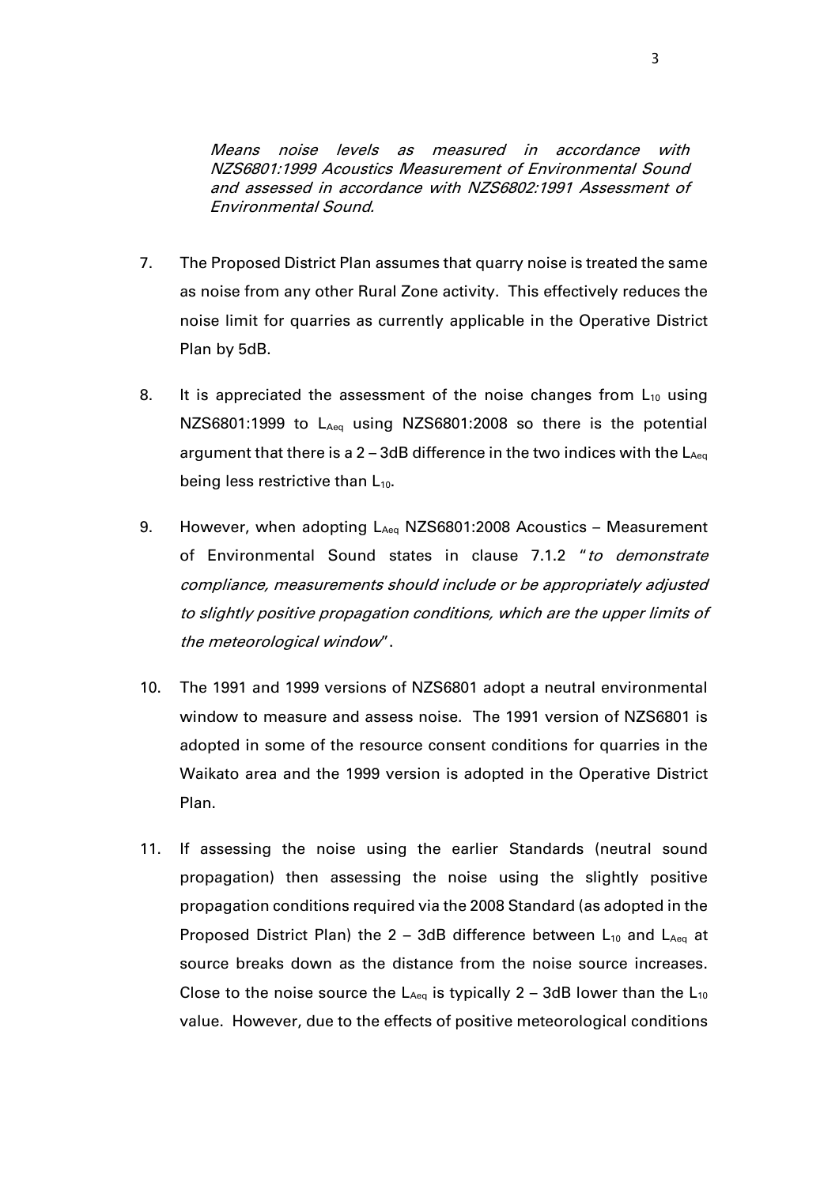*Means noise levels as measured in accordance with NZS6801:1999 Acoustics Measurement of Environmental Sound and assessed in accordance with NZS6802:1991 Assessment of Environmental Sound.*

7. The Proposed District Plan assumes that quarry noise is treated the same as noise from any other Rural Zone activity. This effectively reduces the noise limit for quarries as currently applicable in the Operative District Plan by 5dB.

8. It is appreciated the assessment of the noise changes from $L_{10}$ using NZS6801:1999 to $L_{Aeq}$ using NZS6801:2008 so there is the potential argument that there is a 2 – 3dB difference in the two indices with the $L_{Aeq}$ being less restrictive than $L_{10}$.

9. However, when adopting $L_{Aeq}$ NZS6801:2008 Acoustics – Measurement of Environmental Sound states in clause 7.1.2 "*to demonstrate compliance, measurements should include or be appropriately adjusted to slightly positive propagation conditions, which are the upper limits of the meteorological window*".

10. The 1991 and 1999 versions of NZS6801 adopt a neutral environmental window to measure and assess noise. The 1991 version of NZS6801 is adopted in some of the resource consent conditions for quarries in the Waikato area and the 1999 version is adopted in the Operative District Plan.

11. If assessing the noise using the earlier Standards (neutral sound propagation) then assessing the noise using the slightly positive propagation conditions required via the 2008 Standard (as adopted in the Proposed District Plan) the 2 – 3dB difference between $L_{10}$ and $L_{Aeq}$ at source breaks down as the distance from the noise source increases. Close to the noise source the $L_{Aeq}$ is typically 2 – 3dB lower than the $L_{10}$ value. However, due to the effects of positive meteorological conditions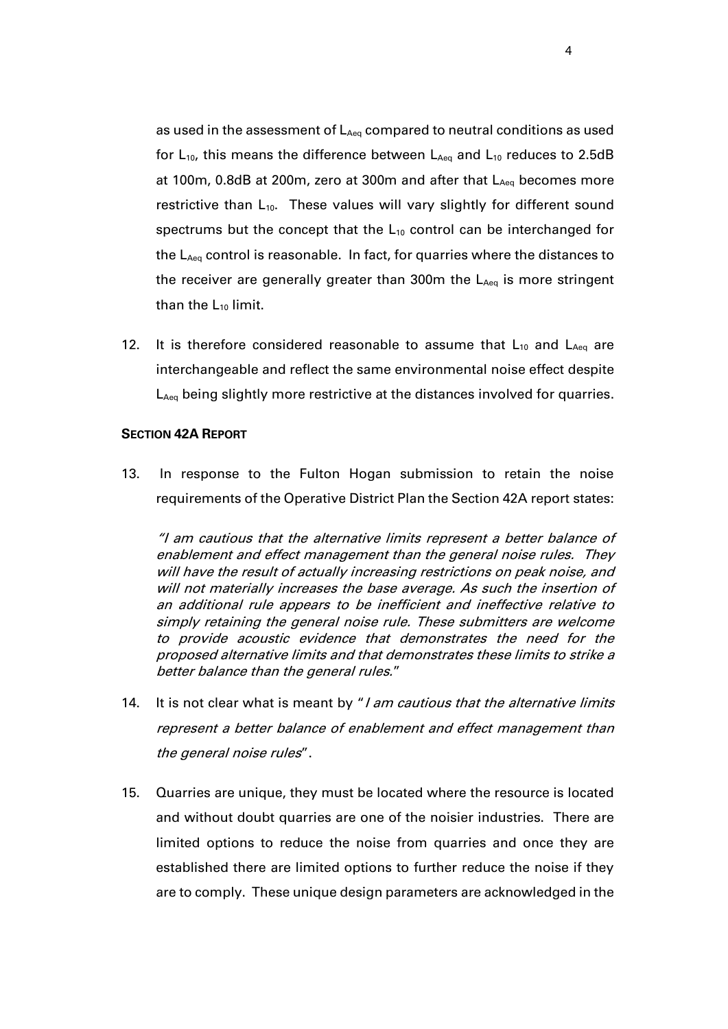as used in the assessment of $L_{Aeq}$ compared to neutral conditions as used for $L_{10}$, this means the difference between $L_{Aeq}$ and $L_{10}$ reduces to 2.5dB at 100m, 0.8dB at 200m, zero at 300m and after that $L_{Aeq}$ becomes more restrictive than $L_{10}$. These values will vary slightly for different sound spectrums but the concept that the $L_{10}$ control can be interchanged for the $L_{Aeq}$ control is reasonable. In fact, for quarries where the distances to the receiver are generally greater than 300m the $L_{Aeq}$ is more stringent than the $L_{10}$ limit.

12. It is therefore considered reasonable to assume that $L_{10}$ and $L_{Aeq}$ are interchangeable and reflect the same environmental noise effect despite $L_{Aeq}$ being slightly more restrictive at the distances involved for quarries.

**SECTION 42A REPORT**

13. In response to the Fulton Hogan submission to retain the noise requirements of the Operative District Plan the Section 42A report states:

    *"I am cautious that the alternative limits represent a better balance of enablement and effect management than the general noise rules. They will have the result of actually increasing restrictions on peak noise, and will not materially increases the base average. As such the insertion of an additional rule appears to be inefficient and ineffective relative to simply retaining the general noise rule. These submitters are welcome to provide acoustic evidence that demonstrates the need for the proposed alternative limits and that demonstrates these limits to strike a better balance than the general rules."*

14. It is not clear what is meant by "*I am cautious that the alternative limits represent a better balance of enablement and effect management than the general noise rules*".

15. Quarries are unique, they must be located where the resource is located and without doubt quarries are one of the noisier industries. There are limited options to reduce the noise from quarries and once they are established there are limited options to further reduce the noise if they are to comply. These unique design parameters are acknowledged in the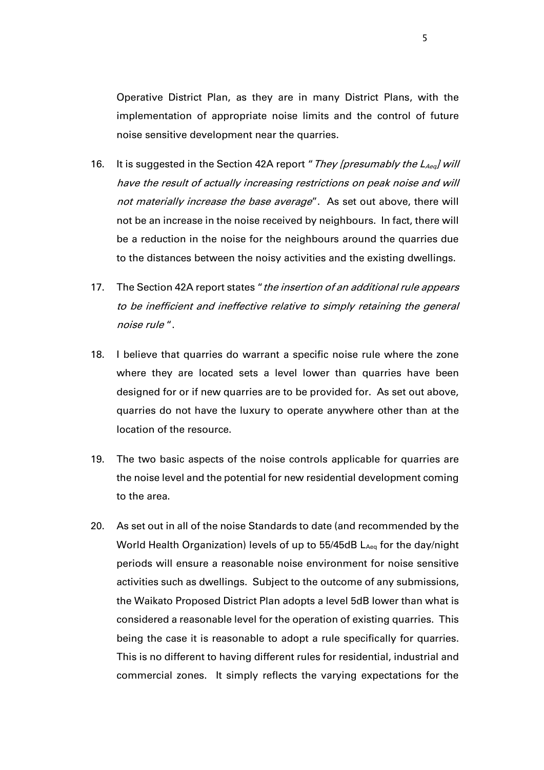Operative District Plan, as they are in many District Plans, with the implementation of appropriate noise limits and the control of future noise sensitive development near the quarries.

16. It is suggested in the Section 42A report "*They [presumably the $L_{Aeq}$] will have the result of actually increasing restrictions on peak noise and will not materially increase the base average*". As set out above, there will not be an increase in the noise received by neighbours. In fact, there will be a reduction in the noise for the neighbours around the quarries due to the distances between the noisy activities and the existing dwellings.

17. The Section 42A report states "*the insertion of an additional rule appears to be inefficient and ineffective relative to simply retaining the general noise rule*".

18. I believe that quarries do warrant a specific noise rule where the zone where they are located sets a level lower than quarries have been designed for or if new quarries are to be provided for. As set out above, quarries do not have the luxury to operate anywhere other than at the location of the resource.

19. The two basic aspects of the noise controls applicable for quarries are the noise level and the potential for new residential development coming to the area.

20. As set out in all of the noise Standards to date (and recommended by the World Health Organization) levels of up to 55/45dB $L_{Aeq}$ for the day/night periods will ensure a reasonable noise environment for noise sensitive activities such as dwellings. Subject to the outcome of any submissions, the Waikato Proposed District Plan adopts a level 5dB lower than what is considered a reasonable level for the operation of existing quarries. This being the case it is reasonable to adopt a rule specifically for quarries. This is no different to having different rules for residential, industrial and commercial zones. It simply reflects the varying expectations for the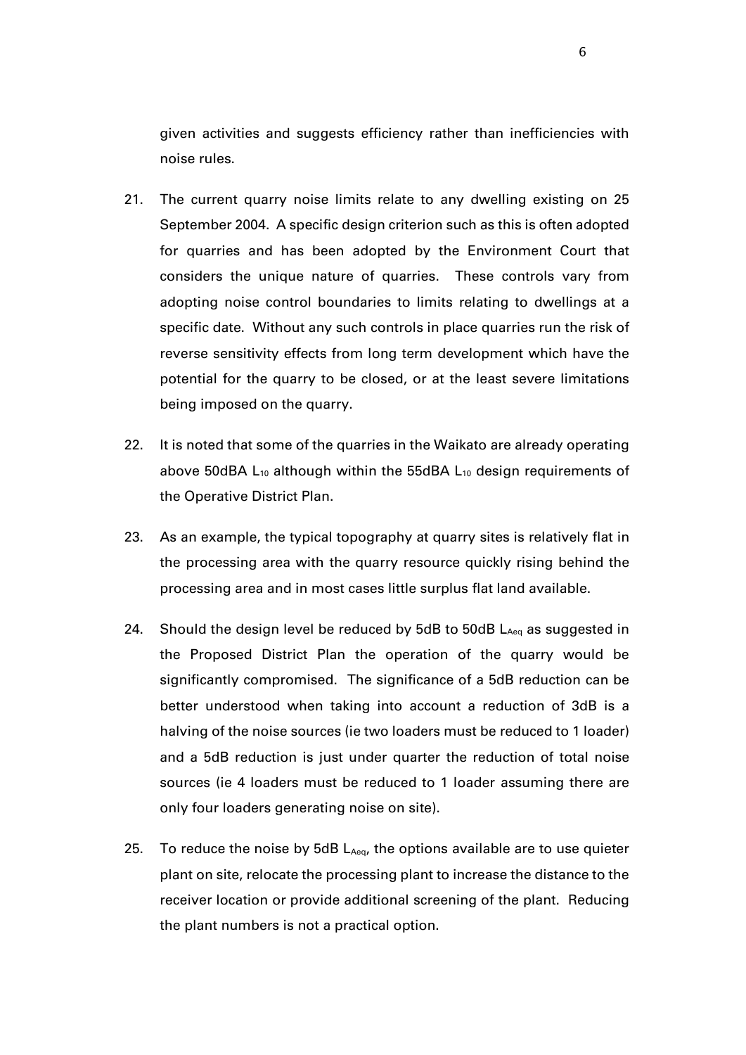given activities and suggests efficiency rather than inefficiencies with noise rules.

21. The current quarry noise limits relate to any dwelling existing on 25 September 2004. A specific design criterion such as this is often adopted for quarries and has been adopted by the Environment Court that considers the unique nature of quarries. These controls vary from adopting noise control boundaries to limits relating to dwellings at a specific date. Without any such controls in place quarries run the risk of reverse sensitivity effects from long term development which have the potential for the quarry to be closed, or at the least severe limitations being imposed on the quarry.

22. It is noted that some of the quarries in the Waikato are already operating above 50dBA $L_{10}$ although within the 55dBA $L_{10}$ design requirements of the Operative District Plan.

23. As an example, the typical topography at quarry sites is relatively flat in the processing area with the quarry resource quickly rising behind the processing area and in most cases little surplus flat land available.

24. Should the design level be reduced by 5dB to 50dB $L_{Aeq}$ as suggested in the Proposed District Plan the operation of the quarry would be significantly compromised. The significance of a 5dB reduction can be better understood when taking into account a reduction of 3dB is a halving of the noise sources (ie two loaders must be reduced to 1 loader) and a 5dB reduction is just under quarter the reduction of total noise sources (ie 4 loaders must be reduced to 1 loader assuming there are only four loaders generating noise on site).

25. To reduce the noise by 5dB $L_{Aeq}$, the options available are to use quieter plant on site, relocate the processing plant to increase the distance to the receiver location or provide additional screening of the plant. Reducing the plant numbers is not a practical option.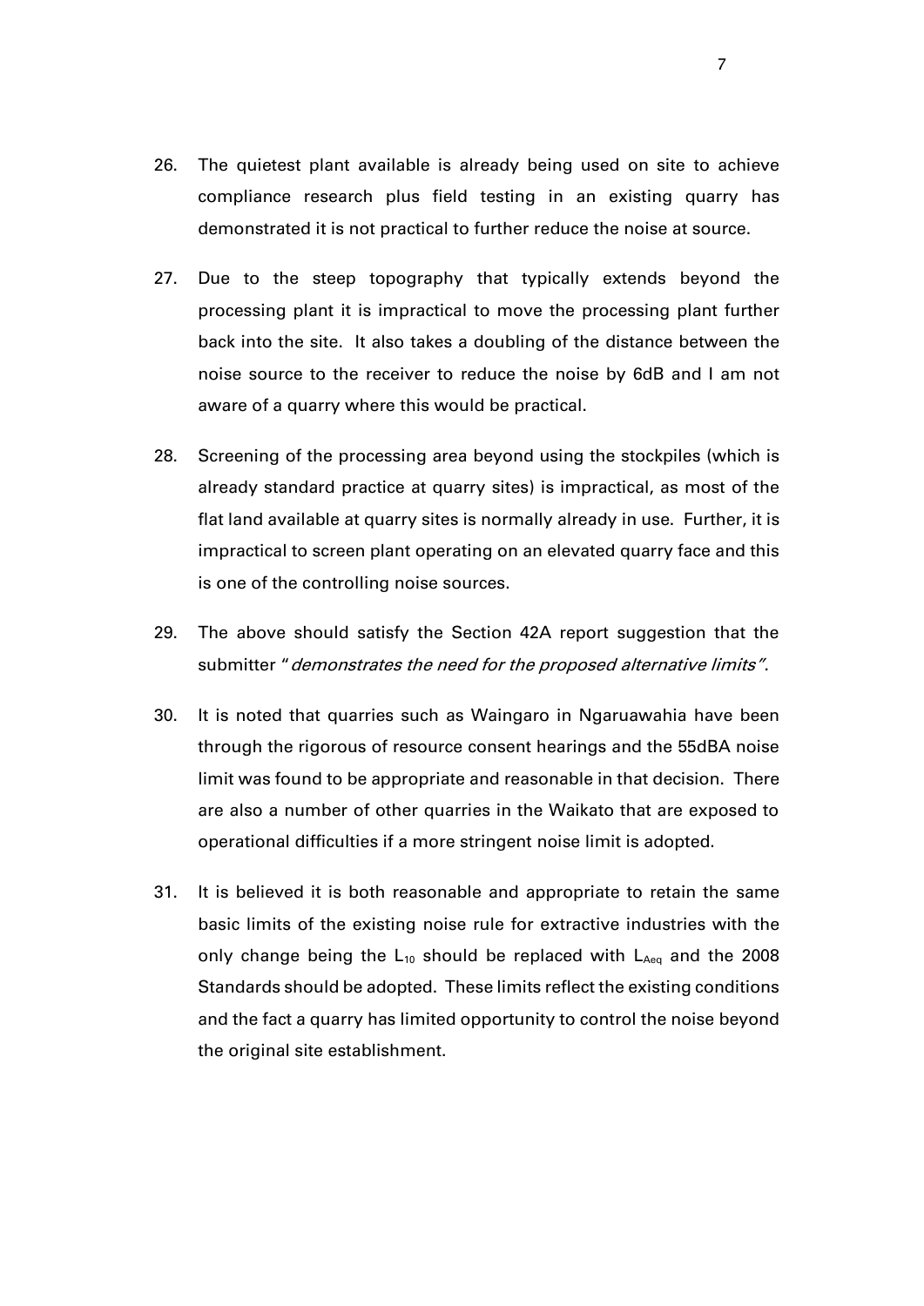26. The quietest plant available is already being used on site to achieve compliance research plus field testing in an existing quarry has demonstrated it is not practical to further reduce the noise at source.

27. Due to the steep topography that typically extends beyond the processing plant it is impractical to move the processing plant further back into the site. It also takes a doubling of the distance between the noise source to the receiver to reduce the noise by 6dB and I am not aware of a quarry where this would be practical.

28. Screening of the processing area beyond using the stockpiles (which is already standard practice at quarry sites) is impractical, as most of the flat land available at quarry sites is normally already in use. Further, it is impractical to screen plant operating on an elevated quarry face and this is one of the controlling noise sources.

29. The above should satisfy the Section 42A report suggestion that the submitter "*demonstrates the need for the proposed alternative limits*".

30. It is noted that quarries such as Waingaro in Ngaruawahia have been through the rigorous of resource consent hearings and the 55dBA noise limit was found to be appropriate and reasonable in that decision. There are also a number of other quarries in the Waikato that are exposed to operational difficulties if a more stringent noise limit is adopted.

31. It is believed it is both reasonable and appropriate to retain the same basic limits of the existing noise rule for extractive industries with the only change being the $L_{10}$ should be replaced with $L_{Aeq}$ and the 2008 Standards should be adopted. These limits reflect the existing conditions and the fact a quarry has limited opportunity to control the noise beyond the original site establishment.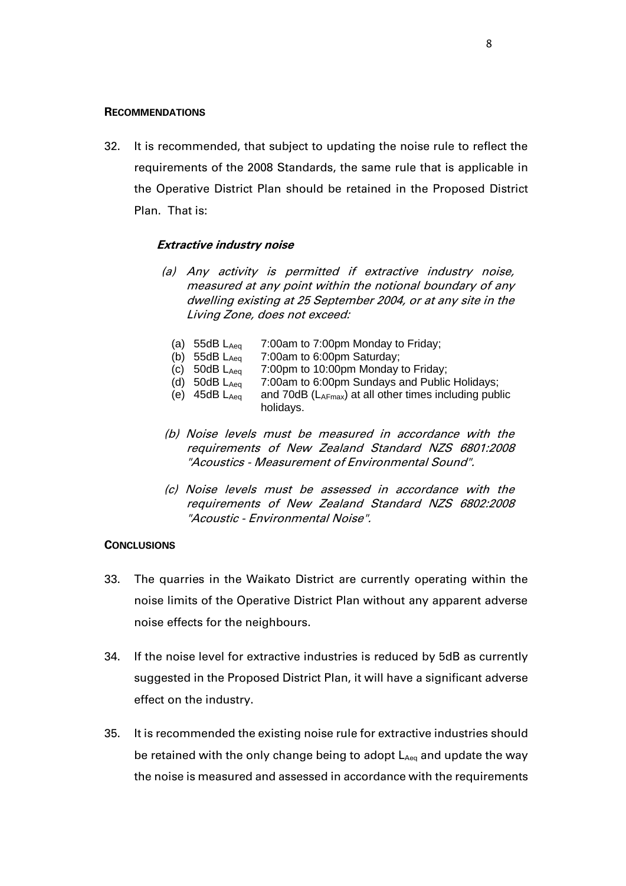**RECOMMENDATIONS**

32. It is recommended, that subject to updating the noise rule to reflect the requirements of the 2008 Standards, the same rule that is applicable in the Operative District Plan should be retained in the Proposed District Plan. That is:

***Extractive industry noise***

*(a) Any activity is permitted if extractive industry noise, measured at any point within the notional boundary of any dwelling existing at 25 September 2004, or at any site in the Living Zone, does not exceed:*

(a) 55dB $L_{Aeq}$ 7:00am to 7:00pm Monday to Friday;
(b) 55dB $L_{Aeq}$ 7:00am to 6:00pm Saturday;
(c) 50dB $L_{Aeq}$ 7:00pm to 10:00pm Monday to Friday;
(d) 50dB $L_{Aeq}$ 7:00am to 6:00pm Sundays and Public Holidays;
(e) 45dB $L_{Aeq}$ and 70dB ($L_{AFmax}$) at all other times including public holidays.

*(b) Noise levels must be measured in accordance with the requirements of New Zealand Standard NZS 6801:2008 "Acoustics - Measurement of Environmental Sound".*

*(c) Noise levels must be assessed in accordance with the requirements of New Zealand Standard NZS 6802:2008 "Acoustic - Environmental Noise".*

**CONCLUSIONS**

33. The quarries in the Waikato District are currently operating within the noise limits of the Operative District Plan without any apparent adverse noise effects for the neighbours.

34. If the noise level for extractive industries is reduced by 5dB as currently suggested in the Proposed District Plan, it will have a significant adverse effect on the industry.

35. It is recommended the existing noise rule for extractive industries should be retained with the only change being to adopt $L_{Aeq}$ and update the way the noise is measured and assessed in accordance with the requirements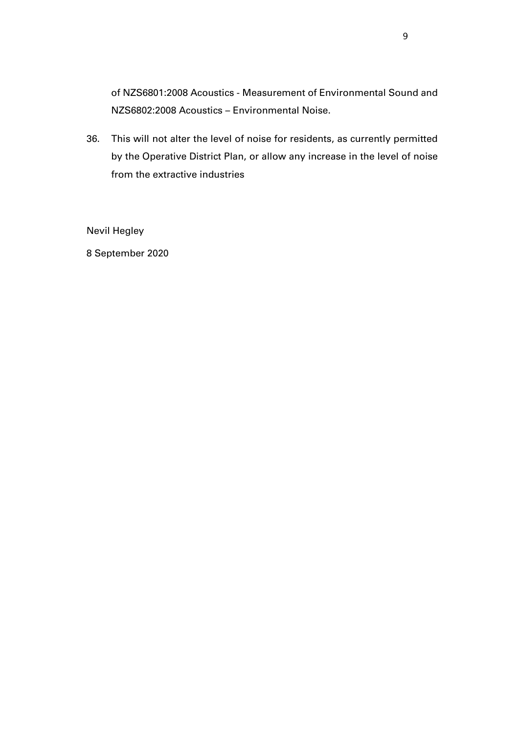of NZS6801:2008 Acoustics - Measurement of Environmental Sound and NZS6802:2008 Acoustics – Environmental Noise.

36. This will not alter the level of noise for residents, as currently permitted by the Operative District Plan, or allow any increase in the level of noise from the extractive industries

Nevil Hegley

8 September 2020